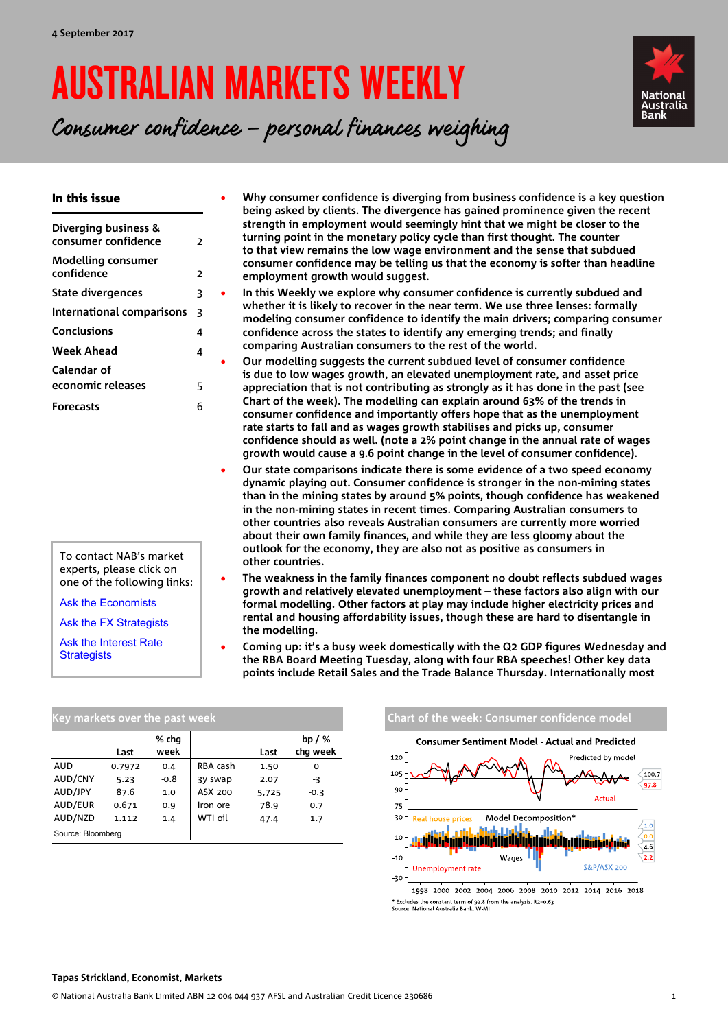4 September 2017

# AUSTRALIAN MARKETS WEEKLY

*Consumer confidence – personal finances weighing*

National Australia Bank

## In this issue

| | |
|---|---|
| Diverging business & consumer confidence | 2 |
| Modelling consumer confidence | 2 |
| State divergences | 3 |
| International comparisons | 3 |
| Conclusions | 4 |
| Week Ahead | 4 |
| Calendar of economic releases | 5 |
| Forecasts | 6 |

To contact NAB's market experts, please click on one of the following links:

Ask the Economists

Ask the FX Strategists

Ask the Interest Rate Strategists

- **Why consumer confidence is diverging from business confidence is a key question being asked by clients. The divergence has gained prominence given the recent strength in employment would seemingly hint that we might be closer to the turning point in the monetary policy cycle than first thought. The counter to that view remains the low wage environment and the sense that subdued consumer confidence may be telling us that the economy is softer than headline employment growth would suggest.**
- **In this Weekly we explore why consumer confidence is currently subdued and whether it is likely to recover in the near term. We use three lenses: formally modeling consumer confidence to identify the main drivers; comparing consumer confidence across the states to identify any emerging trends; and finally comparing Australian consumers to the rest of the world.**
- **Our modelling suggests the current subdued level of consumer confidence is due to low wages growth, an elevated unemployment rate, and asset price appreciation that is not contributing as strongly as it has done in the past (see Chart of the week). The modelling can explain around 63% of the trends in consumer confidence and importantly offers hope that as the unemployment rate starts to fall and as wages growth stabilises and picks up, consumer confidence should as well. (note a 2% point change in the annual rate of wages growth would cause a 9.6 point change in the level of consumer confidence).**
- **Our state comparisons indicate there is some evidence of a two speed economy dynamic playing out. Consumer confidence is stronger in the non-mining states than in the mining states by around 5% points, though confidence has weakened in the non-mining states in recent times. Comparing Australian consumers to other countries also reveals Australian consumers are currently more worried about their own family finances, and while they are less gloomy about the outlook for the economy, they are also not as positive as consumers in other countries.**
- **The weakness in the family finances component no doubt reflects subdued wages growth and relatively elevated unemployment – these factors also align with our formal modelling. Other factors at play may include higher electricity prices and rental and housing affordability issues, though these are hard to disentangle in the modelling.**
- **Coming up: it's a busy week domestically with the Q2 GDP figures Wednesday and the RBA Board Meeting Tuesday, along with four RBA speeches! Other key data points include Retail Sales and the Trade Balance Thursday. Internationally most**

### Key markets over the past week

| | Last | % chg week | | Last | bp / % chg week |
|---|---|---|---|---|---|
| AUD | 0.7972 | 0.4 | RBA cash | 1.50 | 0 |
| AUD/CNY | 5.23 | -0.8 | 3y swap | 2.07 | -3 |
| AUD/JPY | 87.6 | 1.0 | ASX 200 | 5,725 | -0.3 |
| AUD/EUR | 0.671 | 0.9 | Iron ore | 78.9 | 0.7 |
| AUD/NZD | 1.112 | 1.4 | WTI oil | 47.4 | 1.7 |

Source: Bloomberg

### Chart of the week: Consumer confidence model

Consumer Sentiment Model - Actual and Predicted

Model Decomposition*

\* Excludes the constant term of 92.8 from the analysis. R2=0.63
Source: National Australia Bank, W-MI

**Tapas Strickland, Economist, Markets**

© National Australia Bank Limited ABN 12 004 044 937 AFSL and Australian Credit Licence 230686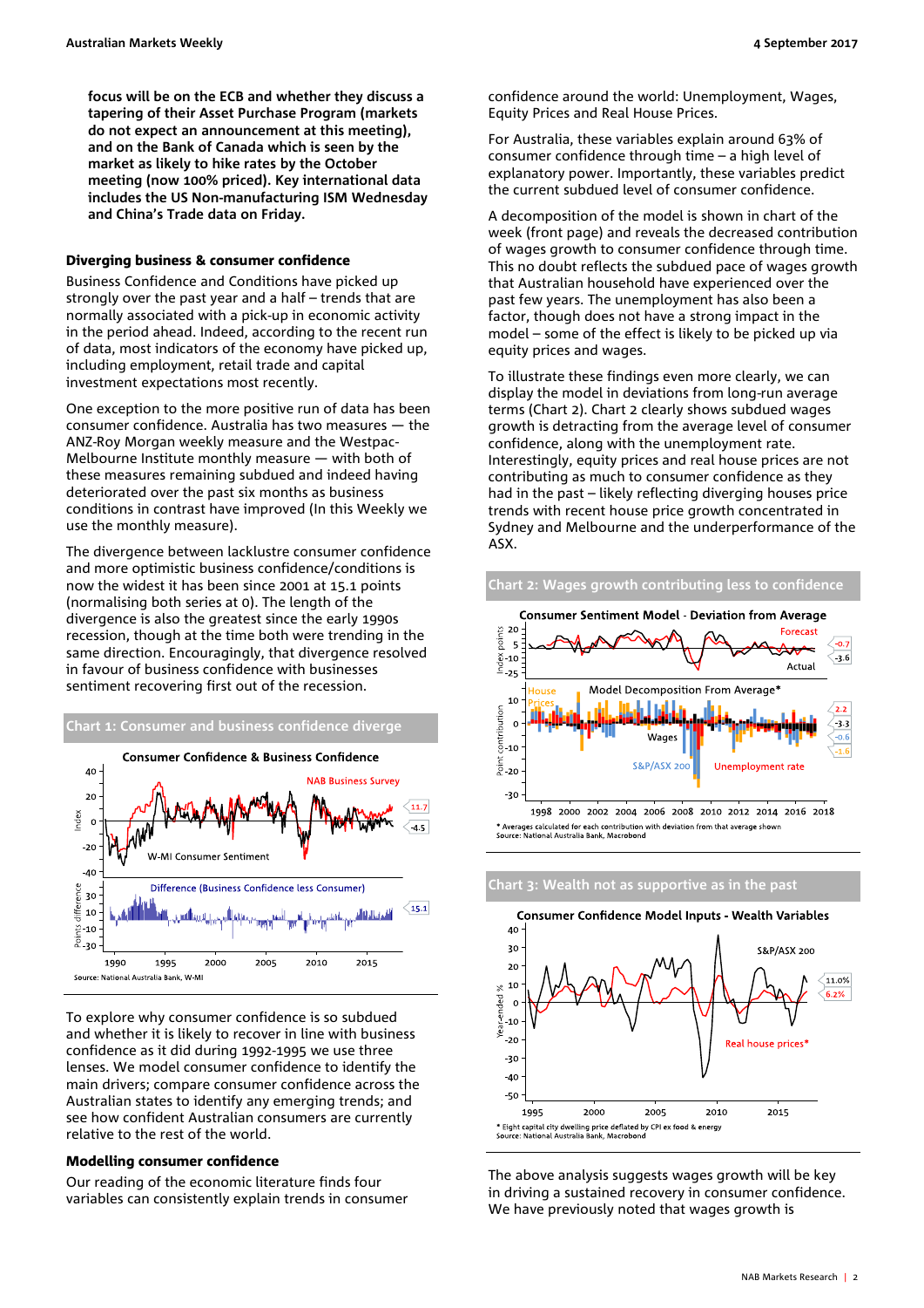**focus will be on the ECB and whether they discuss a tapering of their Asset Purchase Program (markets do not expect an announcement at this meeting), and on the Bank of Canada which is seen by the market as likely to hike rates by the October meeting (now 100% priced). Key international data includes the US Non-manufacturing ISM Wednesday and China's Trade data on Friday.**

### Diverging business & consumer confidence

Business Confidence and Conditions have picked up strongly over the past year and a half – trends that are normally associated with a pick-up in economic activity in the period ahead. Indeed, according to the recent run of data, most indicators of the economy have picked up, including employment, retail trade and capital investment expectations most recently.

One exception to the more positive run of data has been consumer confidence. Australia has two measures — the ANZ-Roy Morgan weekly measure and the Westpac-Melbourne Institute monthly measure — with both of these measures remaining subdued and indeed having deteriorated over the past six months as business conditions in contrast have improved (In this Weekly we use the monthly measure).

The divergence between lacklustre consumer confidence and more optimistic business confidence/conditions is now the widest it has been since 2001 at 15.1 points (normalising both series at 0). The length of the divergence is also the greatest since the early 1990s recession, though at the time both were trending in the same direction. Encouragingly, that divergence resolved in favour of business confidence with businesses sentiment recovering first out of the recession.

**Chart 1: Consumer and business confidence diverge**

Source: National Australia Bank, W-MI

To explore why consumer confidence is so subdued and whether it is likely to recover in line with business confidence as it did during 1992-1995 we use three lenses. We model consumer confidence to identify the main drivers; compare consumer confidence across the Australian states to identify any emerging trends; and see how confident Australian consumers are currently relative to the rest of the world.

### Modelling consumer confidence

Our reading of the economic literature finds four variables can consistently explain trends in consumer confidence around the world: Unemployment, Wages, Equity Prices and Real House Prices.

For Australia, these variables explain around 63% of consumer confidence through time – a high level of explanatory power. Importantly, these variables predict the current subdued level of consumer confidence.

A decomposition of the model is shown in chart of the week (front page) and reveals the decreased contribution of wages growth to consumer confidence through time. This no doubt reflects the subdued pace of wages growth that Australian household have experienced over the past few years. The unemployment has also been a factor, though does not have a strong impact in the model – some of the effect is likely to be picked up via equity prices and wages.

To illustrate these findings even more clearly, we can display the model in deviations from long-run average terms (Chart 2). Chart 2 clearly shows subdued wages growth is detracting from the average level of consumer confidence, along with the unemployment rate. Interestingly, equity prices and real house prices are not contributing as much to consumer confidence as they had in the past – likely reflecting diverging houses price trends with recent house price growth concentrated in Sydney and Melbourne and the underperformance of the ASX.

**Chart 2: Wages growth contributing less to confidence**

* Averages calculated for each contribution with deviation from that average shown
Source: National Australia Bank, Macrobond

**Chart 3: Wealth not as supportive as in the past**

* Eight capital city dwelling price deflated by CPI ex food & energy
Source: National Australia Bank, Macrobond

The above analysis suggests wages growth will be key in driving a sustained recovery in consumer confidence. We have previously noted that wages growth is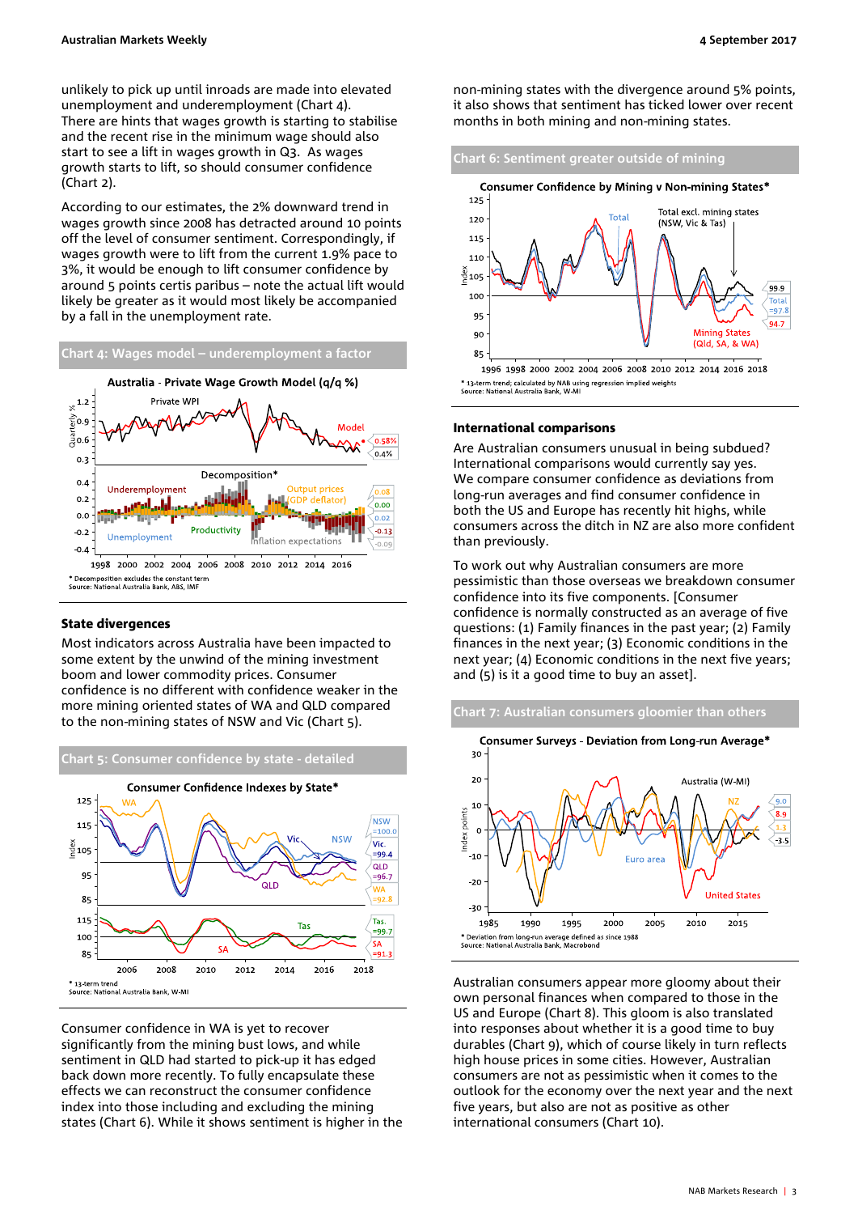unlikely to pick up until inroads are made into elevated unemployment and underemployment (Chart 4). There are hints that wages growth is starting to stabilise and the recent rise in the minimum wage should also start to see a lift in wages growth in Q3. As wages growth starts to lift, so should consumer confidence (Chart 2).

According to our estimates, the 2% downward trend in wages growth since 2008 has detracted around 10 points off the level of consumer sentiment. Correspondingly, if wages growth were to lift from the current 1.9% pace to 3%, it would be enough to lift consumer confidence by around 5 points certis paribus – note the actual lift would likely be greater as it would most likely be accompanied by a fall in the unemployment rate.

**Chart 4: Wages model – underemployment a factor**

Australia - Private Wage Growth Model (q/q %)

\* Decomposition excludes the constant term
Source: National Australia Bank, ABS, IMF

### State divergences

Most indicators across Australia have been impacted to some extent by the unwind of the mining investment boom and lower commodity prices. Consumer confidence is no different with confidence weaker in the more mining oriented states of WA and QLD compared to the non-mining states of NSW and Vic (Chart 5).

**Chart 5: Consumer confidence by state - detailed**

Consumer Confidence Indexes by State\*

\* 13-term trend
Source: National Australia Bank, W-MI

Consumer confidence in WA is yet to recover significantly from the mining bust lows, and while sentiment in QLD had started to pick-up it has edged back down more recently. To fully encapsulate these effects we can reconstruct the consumer confidence index into those including and excluding the mining states (Chart 6). While it shows sentiment is higher in the non-mining states with the divergence around 5% points, it also shows that sentiment has ticked lower over recent months in both mining and non-mining states.

**Chart 6: Sentiment greater outside of mining**

Consumer Confidence by Mining v Non-mining States\*

\* 13-term trend; calculated by NAB using regression implied weights
Source: National Australia Bank, W-MI

### International comparisons

Are Australian consumers unusual in being subdued? International comparisons would currently say yes. We compare consumer confidence as deviations from long-run averages and find consumer confidence in both the US and Europe has recently hit highs, while consumers across the ditch in NZ are also more confident than previously.

To work out why Australian consumers are more pessimistic than those overseas we breakdown consumer confidence into its five components. [Consumer confidence is normally constructed as an average of five questions: (1) Family finances in the past year; (2) Family finances in the next year; (3) Economic conditions in the next year; (4) Economic conditions in the next five years; and (5) is it a good time to buy an asset].

**Chart 7: Australian consumers gloomier than others**

Consumer Surveys - Deviation from Long-run Average\*

\* Deviation from long-run average defined as since 1988
Source: National Australia Bank, Macrobond

Australian consumers appear more gloomy about their own personal finances when compared to those in the US and Europe (Chart 8). This gloom is also translated into responses about whether it is a good time to buy durables (Chart 9), which of course likely in turn reflects high house prices in some cities. However, Australian consumers are not as pessimistic when it comes to the outlook for the next year and the next five years, but also are not as positive as other international consumers (Chart 10).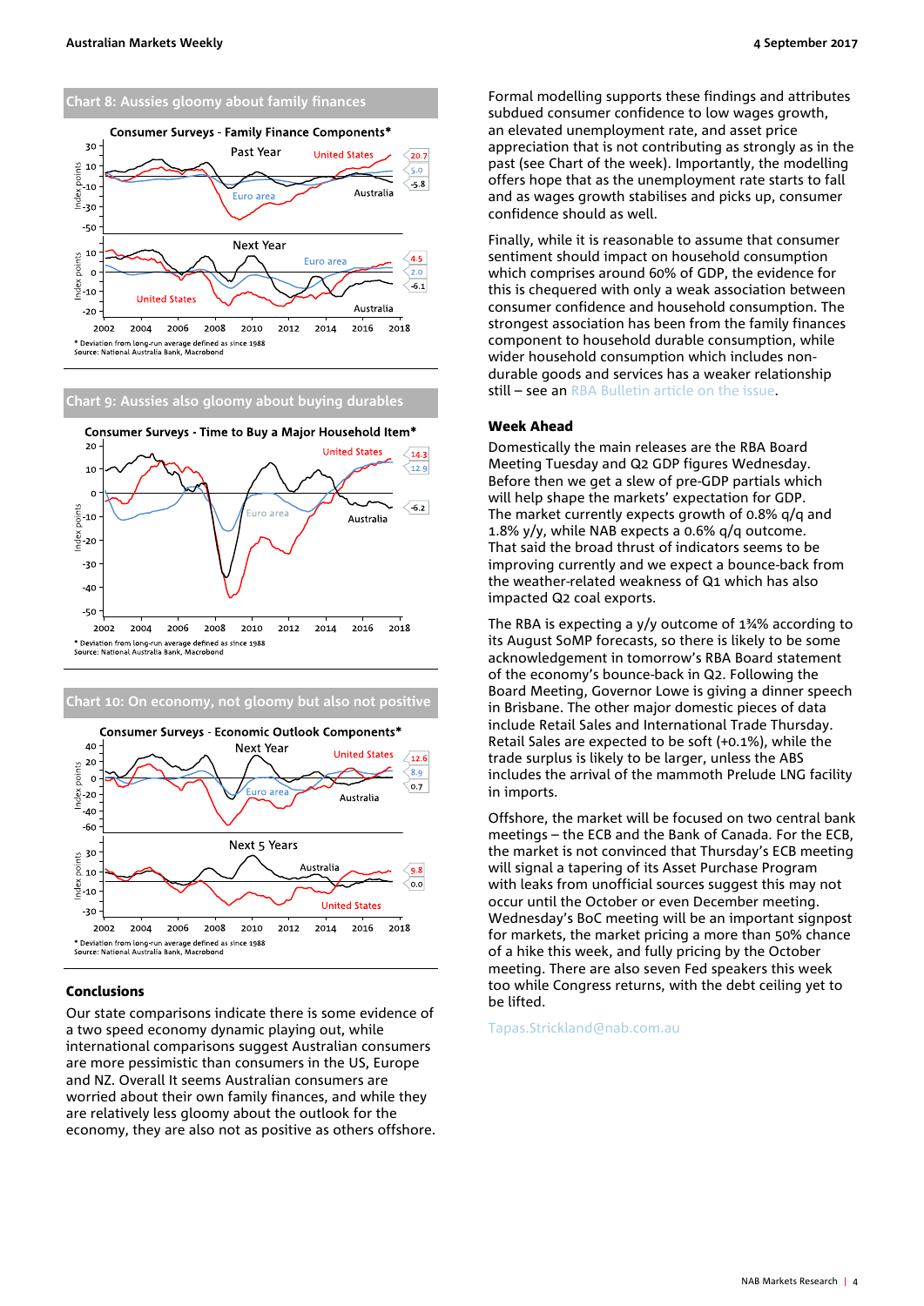## Chart 8: Aussies gloomy about family finances

Consumer Surveys - Family Finance Components*

* Deviation from long-run average defined as since 1988
Source: National Australia Bank, Macrobond

## Chart 9: Aussies also gloomy about buying durables

Consumer Surveys - Time to Buy a Major Household Item*

* Deviation from long-run average defined as since 1988
Source: National Australia Bank, Macrobond

## Chart 10: On economy, not gloomy but also not positive

Consumer Surveys - Economic Outlook Components*

* Deviation from long-run average defined as since 1988
Source: National Australia Bank, Macrobond

### Conclusions

Our state comparisons indicate there is some evidence of a two speed economy dynamic playing out, while international comparisons suggest Australian consumers are more pessimistic than consumers in the US, Europe and NZ. Overall It seems Australian consumers are worried about their own family finances, and while they are relatively less gloomy about the outlook for the economy, they are also not as positive as others offshore.

Formal modelling supports these findings and attributes subdued consumer confidence to low wages growth, an elevated unemployment rate, and asset price appreciation that is not contributing as strongly as in the past (see Chart of the week). Importantly, the modelling offers hope that as the unemployment rate starts to fall and as wages growth stabilises and picks up, consumer confidence should as well.

Finally, while it is reasonable to assume that consumer sentiment should impact on household consumption which comprises around 60% of GDP, the evidence for this is chequered with only a weak association between consumer confidence and household consumption. The strongest association has been from the family finances component to household durable consumption, while wider household consumption which includes non-durable goods and services has a weaker relationship still – see an RBA Bulletin article on the issue.

### Week Ahead

Domestically the main releases are the RBA Board Meeting Tuesday and Q2 GDP figures Wednesday. Before then we get a slew of pre-GDP partials which will help shape the markets' expectation for GDP. The market currently expects growth of 0.8% q/q and 1.8% y/y, while NAB expects a 0.6% q/q outcome. That said the broad thrust of indicators seems to be improving currently and we expect a bounce-back from the weather-related weakness of Q1 which has also impacted Q2 coal exports.

The RBA is expecting a y/y outcome of 1¾% according to its August SoMP forecasts, so there is likely to be some acknowledgement in tomorrow's RBA Board statement of the economy's bounce-back in Q2. Following the Board Meeting, Governor Lowe is giving a dinner speech in Brisbane. The other major domestic pieces of data include Retail Sales and International Trade Thursday. Retail Sales are expected to be soft (+0.1%), while the trade surplus is likely to be larger, unless the ABS includes the arrival of the mammoth Prelude LNG facility in imports.

Offshore, the market will be focused on two central bank meetings – the ECB and the Bank of Canada. For the ECB, the market is not convinced that Thursday's ECB meeting will signal a tapering of its Asset Purchase Program with leaks from unofficial sources suggest this may not occur until the October or even December meeting. Wednesday's BoC meeting will be an important signpost for markets, the market pricing a more than 50% chance of a hike this week, and fully pricing by the October meeting. There are also seven Fed speakers this week too while Congress returns, with the debt ceiling yet to be lifted.

Tapas.Strickland@nab.com.au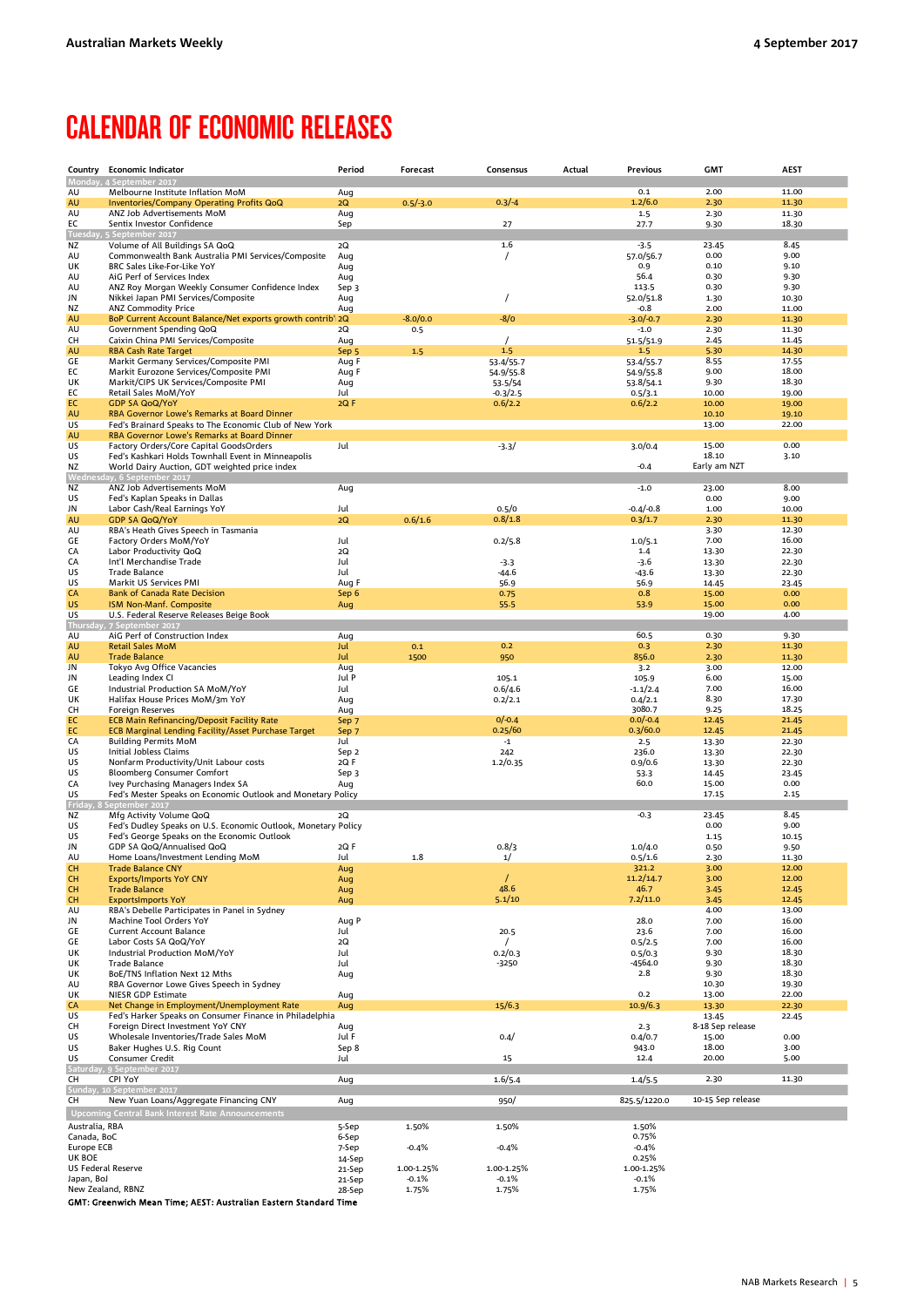# CALENDAR OF ECONOMIC RELEASES

| Country | Economic Indicator | Period | Forecast | Consensus | Actual | Previous | GMT | AEST |
|---|---|---|---|---|---|---|---|---|
| **Monday, 4 September 2017** | | | | | | | | |
| AU | Melbourne Institute Inflation MoM | Aug | | | | 0.1 | 2.00 | 11.00 |
| AU | Inventories/Company Operating Profits QoQ | 2Q | 0.5/-3.0 | 0.3/-4 | | 1.2/6.0 | 2.30 | 11.30 |
| AU | ANZ Job Advertisements MoM | Aug | | | | 1.5 | 2.30 | 11.30 |
| EC | Sentix Investor Confidence | Sep | | 27 | | 27.7 | 9.30 | 18.30 |
| **Tuesday, 5 September 2017** | | | | | | | | |
| NZ | Volume of All Buildings SA QoQ | 2Q | | 1.6 | | -3.5 | 23.45 | 8.45 |
| AU | Commonwealth Bank Australia PMI Services/Composite | Aug | | / | | 57.0/56.7 | 0.00 | 9.00 |
| UK | BRC Sales Like-For-Like YoY | Aug | | | | 0.9 | 0.10 | 9.10 |
| AU | AiG Perf of Services Index | Aug | | | | 56.4 | 0.30 | 9.30 |
| AU | ANZ Roy Morgan Weekly Consumer Confidence Index | Sep 3 | | | | 113.5 | 0.30 | 9.30 |
| JN | Nikkei Japan PMI Services/Composite | Aug | | / | | 52.0/51.8 | 1.30 | 10.30 |
| NZ | ANZ Commodity Price | Aug | | | | -0.8 | 2.00 | 11.00 |
| AU | BoP Current Account Balance/Net exports growth contrib' | 2Q | -8.0/0.0 | -8/0 | | -3.0/-0.7 | 2.30 | 11.30 |
| AU | Government Spending QoQ | 2Q | 0.5 | | | -1.0 | 2.30 | 11.30 |
| CH | Caixin China PMI Services/Composite | Aug | | / | | 51.5/51.9 | 2.45 | 11.45 |
| AU | RBA Cash Rate Target | Sep 5 | 1.5 | 1.5 | | 1.5 | 5.30 | 14.30 |
| GE | Markit Germany Services/Composite PMI | Aug F | | 53.4/55.7 | | 53.4/55.7 | 8.55 | 17.55 |
| EC | Markit Eurozone Services/Composite PMI | Aug F | | 54.9/55.8 | | 54.9/55.8 | 9.00 | 18.00 |
| UK | Markit/CIPS UK Services/Composite PMI | Aug | | 53.5/54 | | 53.8/54.1 | 9.30 | 18.30 |
| EC | Retail Sales MoM/YoY | Jul | | -0.3/2.5 | | 0.5/3.1 | 10.00 | 19.00 |
| EC | GDP SA QoQ/YoY | 2Q F | | 0.6/2.2 | | 0.6/2.2 | 10.00 | 19.00 |
| AU | RBA Governor Lowe's Remarks at Board Dinner | | | | | | 10.10 | 19.10 |
| US | Fed's Brainard Speaks to The Economic Club of New York | | | | | | 13.00 | 22.00 |
| AU | RBA Governor Lowe's Remarks at Board Dinner | | | | | | | |
| US | Factory Orders/Core Capital GoodsOrders | Jul | | -3.3/ | | 3.0/0.4 | 15.00 | 0.00 |
| US | Fed's Kashkari Holds Townhall Event in Minneapolis | | | | | | 18.10 | 3.10 |
| NZ | World Dairy Auction, GDT weighted price index | | | | | -0.4 | Early am NZT | |
| **Wednesday, 6 September 2017** | | | | | | | | |
| NZ | ANZ Job Advertisements MoM | Aug | | | | -1.0 | 23.00 | 8.00 |
| US | Fed's Kaplan Speaks in Dallas | | | | | | 0.00 | 9.00 |
| JN | Labor Cash/Real Earnings YoY | Jul | | 0.5/0 | | -0.4/-0.8 | 1.00 | 10.00 |
| AU | GDP SA QoQ/YoY | 2Q | 0.6/1.6 | 0.8/1.8 | | 0.3/1.7 | 2.30 | 11.30 |
| AU | RBA's Heath Gives Speech in Tasmania | | | | | | 3.30 | 12.30 |
| GE | Factory Orders MoM/YoY | Jul | | 0.2/5.8 | | 1.0/5.1 | 7.00 | 16.00 |
| CA | Labor Productivity QoQ | 2Q | | | | 1.4 | 13.30 | 22.30 |
| CA | Int'l Merchandise Trade | Jul | | -3.3 | | -3.6 | 13.30 | 22.30 |
| US | Trade Balance | Jul | | -44.6 | | -43.6 | 13.30 | 22.30 |
| US | Markit US Services PMI | Aug F | | 56.9 | | 56.9 | 14.45 | 23.45 |
| CA | Bank of Canada Rate Decision | Sep 6 | | 0.75 | | 0.8 | 15.00 | 0.00 |
| US | ISM Non-Manf. Composite | Aug | | 55.5 | | 53.9 | 15.00 | 0.00 |
| US | U.S. Federal Reserve Releases Beige Book | | | | | | 19.00 | 4.00 |
| **Thursday, 7 September 2017** | | | | | | | | |
| AU | AiG Perf of Construction Index | Aug | | | | 60.5 | 0.30 | 9.30 |
| AU | Retail Sales MoM | Jul | 0.1 | 0.2 | | 0.3 | 2.30 | 11.30 |
| AU | Trade Balance | Jul | 1500 | 950 | | 856.0 | 2.30 | 11.30 |
| JN | Tokyo Avg Office Vacancies | Aug | | | | 3.2 | 3.00 | 12.00 |
| JN | Leading Index CI | Jul P | | 105.1 | | 105.9 | 6.00 | 15.00 |
| GE | Industrial Production SA MoM/YoY | Jul | | 0.6/4.6 | | -1.1/2.4 | 7.00 | 16.00 |
| UK | Halifax House Prices MoM/3m YoY | Aug | | 0.2/2.1 | | 0.4/2.1 | 8.30 | 17.30 |
| CH | Foreign Reserves | Aug | | | | 3080.7 | 9.25 | 18.25 |
| EC | ECB Main Refinancing/Deposit Facility Rate | Sep 7 | | 0/-0.4 | | 0.0/-0.4 | 12.45 | 21.45 |
| EC | ECB Marginal Lending Facility/Asset Purchase Target | Sep 7 | | 0.25/60 | | 0.3/60.0 | 12.45 | 21.45 |
| CA | Building Permits MoM | Jul | | -1 | | 2.5 | 13.30 | 22.30 |
| US | Initial Jobless Claims | Sep 2 | | 242 | | 236.0 | 13.30 | 22.30 |
| US | Nonfarm Productivity/Unit Labour costs | 2Q F | | 1.2/0.35 | | 0.9/0.6 | 13.30 | 22.30 |
| US | Bloomberg Consumer Comfort | Sep 3 | | | | 53.3 | 14.45 | 23.45 |
| CA | Ivey Purchasing Managers Index SA | Aug | | | | 60.0 | 15.00 | 0.00 |
| US | Fed's Mester Speaks on Economic Outlook and Monetary Policy | | | | | | 17.15 | 2.15 |
| **Friday, 8 September 2017** | | | | | | | | |
| NZ | Mfg Activity Volume QoQ | 2Q | | | | -0.3 | 23.45 | 8.45 |
| US | Fed's Dudley Speaks on U.S. Economic Outlook, Monetary Policy | | | | | | 0.00 | 9.00 |
| US | Fed's George Speaks on the Economic Outlook | | | | | | 1.15 | 10.15 |
| JN | GDP SA QoQ/Annualised QoQ | 2Q F | | 0.8/3 | | 1.0/4.0 | 0.50 | 9.50 |
| AU | Home Loans/Investment Lending MoM | Jul | 1.8 | 1/ | | 0.5/1.6 | 2.30 | 11.30 |
| CH | Trade Balance CNY | Aug | | | | 321.2 | 3.00 | 12.00 |
| CH | Exports/Imports YoY CNY | Aug | | / | | 11.2/14.7 | 3.00 | 12.00 |
| CH | Trade Balance | Aug | | 48.6 | | 46.7 | 3.45 | 12.45 |
| CH | ExportsImports YoY | Aug | | 5.1/10 | | 7.2/11.0 | 3.45 | 12.45 |
| AU | RBA's Debelle Participates in Panel in Sydney | | | | | | 4.00 | 13.00 |
| JN | Machine Tool Orders YoY | Aug P | | | | 28.0 | 7.00 | 16.00 |
| GE | Current Account Balance | Jul | | 20.5 | | 23.6 | 7.00 | 16.00 |
| GE | Labor Costs SA QoQ/YoY | 2Q | | / | | 0.5/2.5 | 7.00 | 16.00 |
| UK | Industrial Production MoM/YoY | Jul | | 0.2/0.3 | | 0.5/0.3 | 9.30 | 18.30 |
| UK | Trade Balance | Jul | | -3250 | | -4564.0 | 9.30 | 18.30 |
| UK | BoE/TNS Inflation Next 12 Mths | Aug | | | | 2.8 | 9.30 | 18.30 |
| AU | RBA Governor Lowe Gives Speech in Sydney | | | | | | 10.30 | 19.30 |
| UK | NIESR GDP Estimate | Aug | | | | 0.2 | 13.00 | 22.00 |
| CA | Net Change in Employment/Unemployment Rate | Aug | | 15/6.3 | | 10.9/6.3 | 13.30 | 22.30 |
| US | Fed's Harker Speaks on Consumer Finance in Philadelphia | | | | | | 13.45 | 22.45 |
| CH | Foreign Direct Investment YoY CNY | Aug | | | | 2.3 | 8-18 Sep release | |
| US | Wholesale Inventories/Trade Sales MoM | Jul F | | 0.4/ | | 0.4/0.7 | 15.00 | 0.00 |
| US | Baker Hughes U.S. Rig Count | Sep 8 | | | | 943.0 | 18.00 | 3.00 |
| US | Consumer Credit | Jul | | 15 | | 12.4 | 20.00 | 5.00 |
| **Saturday, 9 September 2017** | | | | | | | | |
| CH | CPI YoY | Aug | | 1.6/5.4 | | 1.4/5.5 | 2.30 | 11.30 |
| **Sunday, 10 September 2017** | | | | | | | | |
| CH | New Yuan Loans/Aggregate Financing CNY | Aug | | 950/ | | 825.5/1220.0 | 10-15 Sep release | |
| **Upcoming Central Bank Interest Rate Announcements** | | | | | | | | |
| Australia, RBA | | 5-Sep | 1.50% | 1.50% | | 1.50% | | |
| Canada, BoC | | 6-Sep | | | | 0.75% | | |
| Europe ECB | | 7-Sep | -0.4% | -0.4% | | -0.4% | | |
| UK BOE | | 14-Sep | | | | 0.25% | | |
| US Federal Reserve | | 21-Sep | 1.00-1.25% | 1.00-1.25% | | 1.00-1.25% | | |
| Japan, BoJ | | 21-Sep | -0.1% | -0.1% | | -0.1% | | |
| New Zealand, RBNZ | | 28-Sep | 1.75% | 1.75% | | 1.75% | | |

**GMT: Greenwich Mean Time; AEST: Australian Eastern Standard Time**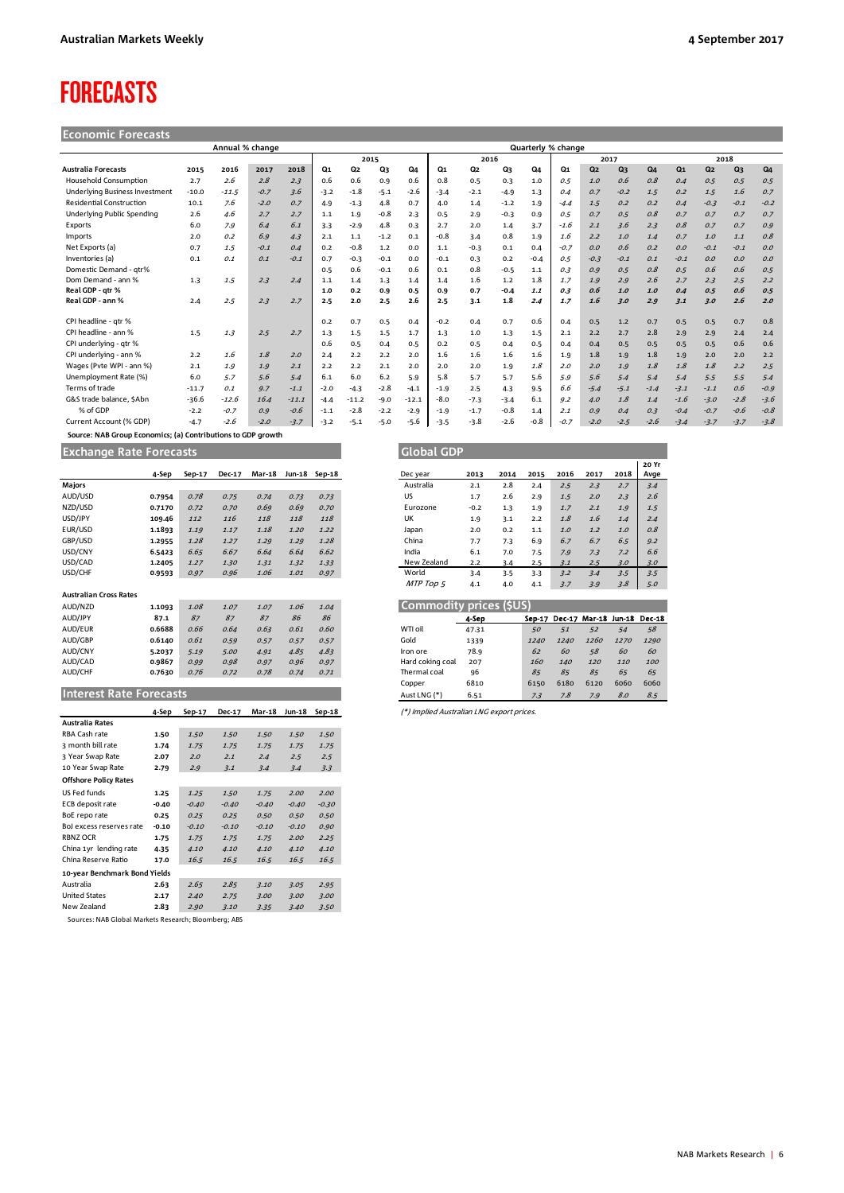# FORECASTS

## Economic Forecasts

| Australia Forecasts | Annual % change | | | | Quarterly % change | | | | | | | | | | | | | | | |
|---|---|---|---|---|---|---|---|---|---|---|---|---|---|---|---|---|---|---|---|---|
| | | | | | 2015 | | | | 2016 | | | | 2017 | | | | 2018 | | | |
| | 2015 | 2016 | 2017 | 2018 | Q1 | Q2 | Q3 | Q4 | Q1 | Q2 | Q3 | Q4 | Q1 | Q2 | Q3 | Q4 | Q1 | Q2 | Q3 | Q4 |
| Household Consumption | 2.7 | 2.6 | 2.8 | 2.3 | 0.6 | 0.6 | 0.9 | 0.6 | 0.8 | 0.5 | 0.3 | 1.0 | 0.5 | 1.0 | 0.6 | 0.8 | 0.4 | 0.5 | 0.5 | 0.5 |
| Underlying Business Investment | -10.0 | -11.5 | -0.7 | 3.6 | -3.2 | -1.8 | -5.1 | -2.6 | -3.4 | -2.1 | -4.9 | 1.3 | 0.4 | 0.7 | -0.2 | 1.5 | 0.2 | 1.5 | 1.6 | 0.7 |
| Residential Construction | 10.1 | 7.6 | -2.0 | 0.7 | 4.9 | -1.3 | 4.8 | 0.7 | 4.0 | 1.4 | -1.2 | 1.9 | -4.4 | 1.5 | 0.2 | 0.2 | 0.4 | -0.3 | -0.1 | -0.2 |
| Underlying Public Spending | 2.6 | 4.6 | 2.7 | 2.7 | 1.1 | 1.9 | -0.8 | 2.3 | 0.5 | 2.9 | -0.3 | 0.9 | 0.5 | 0.7 | 0.5 | 0.8 | 0.7 | 0.7 | 0.7 | 0.7 |
| Exports | 6.0 | 7.9 | 6.4 | 6.1 | 3.3 | -2.9 | 4.8 | 0.3 | 2.7 | 2.0 | 1.4 | 3.7 | -1.6 | 2.1 | 3.6 | 2.3 | 0.8 | 0.7 | 0.7 | 0.9 |
| Imports | 2.0 | 0.2 | 6.9 | 4.3 | 2.1 | 1.1 | -1.2 | 0.1 | -0.8 | 3.4 | 0.8 | 1.9 | 1.6 | 2.2 | 1.0 | 1.4 | 0.7 | 1.0 | 1.1 | 0.8 |
| Net Exports (a) | 0.7 | 1.5 | -0.1 | 0.4 | 0.2 | -0.8 | 1.2 | 0.0 | 1.1 | -0.3 | 0.1 | 0.4 | -0.7 | 0.0 | 0.6 | 0.2 | 0.0 | -0.1 | -0.1 | 0.0 |
| Inventories (a) | 0.1 | 0.1 | 0.1 | -0.1 | 0.7 | -0.3 | -0.1 | 0.0 | -0.1 | 0.3 | 0.2 | -0.4 | 0.5 | -0.3 | -0.1 | 0.1 | -0.1 | 0.0 | 0.0 | 0.0 |
| Domestic Demand - qtr% | | | | | 0.5 | 0.6 | -0.1 | 0.6 | 0.1 | 0.8 | -0.5 | 1.1 | 0.3 | 0.9 | 0.5 | 0.8 | 0.5 | 0.6 | 0.6 | 0.5 |
| Dom Demand - ann % | 1.3 | 1.5 | 2.3 | 2.4 | 1.1 | 1.4 | 1.3 | 1.4 | 1.4 | 1.6 | 1.2 | 1.8 | 1.7 | 1.9 | 2.9 | 2.6 | 2.7 | 2.3 | 2.5 | 2.2 |
| **Real GDP - qtr %** | | | | | **1.0** | **0.2** | **0.9** | **0.5** | **0.9** | **0.7** | **-0.4** | **1.1** | **0.3** | **0.6** | **1.0** | **1.0** | **0.4** | **0.5** | **0.6** | **0.5** |
| **Real GDP - ann %** | **2.4** | **2.5** | **2.3** | **2.7** | **2.5** | **2.0** | **2.5** | **2.6** | **2.5** | **3.1** | **1.8** | **2.4** | **1.7** | **1.6** | **3.0** | **2.9** | **3.1** | **3.0** | **2.6** | **2.0** |
| CPI headline - qtr % | | | | | 0.2 | 0.7 | 0.5 | 0.4 | -0.2 | 0.4 | 0.7 | 0.6 | 0.4 | 0.5 | 1.2 | 0.7 | 0.5 | 0.5 | 0.7 | 0.8 |
| CPI headline - ann % | 1.5 | 1.3 | 2.5 | 2.7 | 1.3 | 1.5 | 1.5 | 1.7 | 1.3 | 1.0 | 1.3 | 1.5 | 2.1 | 2.2 | 2.7 | 2.8 | 2.9 | 2.9 | 2.4 | 2.4 |
| CPI underlying - qtr % | | | | | 0.6 | 0.5 | 0.4 | 0.5 | 0.2 | 0.5 | 0.4 | 0.5 | 0.4 | 0.4 | 0.5 | 0.5 | 0.5 | 0.5 | 0.6 | 0.6 |
| CPI underlying - ann % | 2.2 | 1.6 | 1.8 | 2.0 | 2.4 | 2.2 | 2.2 | 2.0 | 1.6 | 1.6 | 1.6 | 1.6 | 1.9 | 1.8 | 1.9 | 1.8 | 1.9 | 2.0 | 2.0 | 2.2 |
| Wages (Pvte WPI - ann %) | 2.1 | 1.9 | 1.9 | 2.1 | 2.2 | 2.2 | 2.1 | 2.0 | 2.0 | 2.0 | 1.9 | 1.8 | 2.0 | 2.0 | 1.9 | 1.8 | 1.8 | 1.8 | 2.2 | 2.5 |
| Unemployment Rate (%) | 6.0 | 5.7 | 5.6 | 5.4 | 6.1 | 6.0 | 6.2 | 5.9 | 5.8 | 5.7 | 5.7 | 5.6 | 5.9 | 5.6 | 5.4 | 5.4 | 5.4 | 5.5 | 5.5 | 5.4 |
| Terms of trade | -11.7 | 0.1 | 9.7 | -1.1 | -2.0 | -4.3 | -2.8 | -4.1 | -1.9 | 2.5 | 4.3 | 9.5 | 6.6 | -5.4 | -5.1 | -1.4 | -3.1 | -1.1 | 0.6 | -0.9 |
| G&S trade balance, $Abn | -36.6 | -12.6 | 16.4 | -11.1 | -4.4 | -11.2 | -9.0 | -12.1 | -8.0 | -7.3 | -3.4 | 6.1 | 9.2 | 4.0 | 1.8 | 1.4 | -1.6 | -3.0 | -2.8 | -3.6 |
| % of GDP | -2.2 | -0.7 | 0.9 | -0.6 | -1.1 | -2.8 | -2.2 | -2.9 | -1.9 | -1.7 | -0.8 | 1.4 | 2.1 | 0.9 | 0.4 | 0.3 | -0.4 | -0.7 | -0.6 | -0.8 |
| Current Account (% GDP) | -4.7 | -2.6 | -2.0 | -3.7 | -3.2 | -5.1 | -5.0 | -5.6 | -3.5 | -3.8 | -2.6 | -0.8 | -0.7 | -2.0 | -2.5 | -2.6 | -3.4 | -3.7 | -3.7 | -3.8 |

Source: NAB Group Economics; (a) Contributions to GDP growth

## Exchange Rate Forecasts

| | 4-Sep | Sep-17 | Dec-17 | Mar-18 | Jun-18 | Sep-18 |
|---|---|---|---|---|---|---|
| **Majors** | | | | | | |
| AUD/USD | 0.7954 | 0.78 | 0.75 | 0.74 | 0.73 | 0.73 |
| NZD/USD | 0.7170 | 0.72 | 0.70 | 0.69 | 0.69 | 0.70 |
| USD/JPY | 109.46 | 112 | 116 | 118 | 118 | 118 |
| EUR/USD | 1.1893 | 1.19 | 1.17 | 1.18 | 1.20 | 1.22 |
| GBP/USD | 1.2955 | 1.28 | 1.27 | 1.29 | 1.29 | 1.28 |
| USD/CNY | 6.5423 | 6.65 | 6.67 | 6.64 | 6.64 | 6.62 |
| USD/CAD | 1.2405 | 1.27 | 1.30 | 1.31 | 1.32 | 1.33 |
| USD/CHF | 0.9593 | 0.97 | 0.96 | 1.06 | 1.01 | 0.97 |
| **Australian Cross Rates** | | | | | | |
| AUD/NZD | 1.1093 | 1.08 | 1.07 | 1.07 | 1.06 | 1.04 |
| AUD/JPY | 87.1 | 87 | 87 | 87 | 86 | 86 |
| AUD/EUR | 0.6688 | 0.66 | 0.64 | 0.63 | 0.61 | 0.60 |
| AUD/GBP | 0.6140 | 0.61 | 0.59 | 0.57 | 0.57 | 0.57 |
| AUD/CNY | 5.2037 | 5.19 | 5.00 | 4.91 | 4.85 | 4.83 |
| AUD/CAD | 0.9867 | 0.99 | 0.98 | 0.97 | 0.96 | 0.97 |
| AUD/CHF | 0.7630 | 0.76 | 0.72 | 0.78 | 0.74 | 0.71 |

## Interest Rate Forecasts

| | 4-Sep | Sep-17 | Dec-17 | Mar-18 | Jun-18 | Sep-18 |
|---|---|---|---|---|---|---|
| **Australia Rates** | | | | | | |
| RBA Cash rate | 1.50 | 1.50 | 1.50 | 1.50 | 1.50 | 1.50 |
| 3 month bill rate | 1.74 | 1.75 | 1.75 | 1.75 | 1.75 | 1.75 |
| 3 Year Swap Rate | 2.07 | 2.0 | 2.1 | 2.4 | 2.5 | 2.5 |
| 10 Year Swap Rate | 2.79 | 2.9 | 3.1 | 3.4 | 3.4 | 3.3 |
| **Offshore Policy Rates** | | | | | | |
| US Fed funds | 1.25 | 1.25 | 1.50 | 1.75 | 2.00 | 2.00 |
| ECB deposit rate | -0.40 | -0.40 | -0.40 | -0.40 | -0.40 | -0.30 |
| BoE repo rate | 0.25 | 0.25 | 0.25 | 0.50 | 0.50 | 0.50 |
| BoJ excess reserves rate | -0.10 | -0.10 | -0.10 | -0.10 | -0.10 | 0.90 |
| RBNZ OCR | 1.75 | 1.75 | 1.75 | 1.75 | 2.00 | 2.25 |
| China 1yr lending rate | 4.35 | 4.10 | 4.10 | 4.10 | 4.10 | 4.10 |
| China Reserve Ratio | 17.0 | 16.5 | 16.5 | 16.5 | 16.5 | 16.5 |
| **10-year Benchmark Bond Yields** | | | | | | |
| Australia | 2.63 | 2.65 | 2.85 | 3.10 | 3.05 | 2.95 |
| United States | 2.17 | 2.40 | 2.75 | 3.00 | 3.00 | 3.00 |
| New Zealand | 2.83 | 2.90 | 3.10 | 3.35 | 3.40 | 3.50 |

Sources: NAB Global Markets Research; Bloomberg; ABS

## Global GDP

| Dec year | 2013 | 2014 | 2015 | 2016 | 2017 | 2018 | 20 Yr Avge |
|---|---|---|---|---|---|---|---|
| Australia | 2.1 | 2.8 | 2.4 | 2.5 | 2.3 | 2.7 | 3.4 |
| US | 1.7 | 2.6 | 2.9 | 1.5 | 2.0 | 2.3 | 2.6 |
| Eurozone | -0.2 | 1.3 | 1.9 | 1.7 | 2.1 | 1.9 | 1.5 |
| UK | 1.9 | 3.1 | 2.2 | 1.8 | 1.6 | 1.4 | 2.4 |
| Japan | 2.0 | 0.2 | 1.1 | 1.0 | 1.2 | 1.0 | 0.8 |
| China | 7.7 | 7.3 | 6.9 | 6.7 | 6.7 | 6.5 | 9.2 |
| India | 6.1 | 7.0 | 7.5 | 7.9 | 7.3 | 7.2 | 6.6 |
| New Zealand | 2.2 | 3.4 | 2.5 | 3.1 | 2.5 | 3.0 | 3.0 |
| World | 3.4 | 3.5 | 3.3 | 3.2 | 3.4 | 3.5 | 3.5 |
| *MTP Top 5* | 4.1 | 4.0 | 4.1 | 3.7 | 3.9 | 3.8 | 5.0 |

## Commodity prices ($US)

| | 4-Sep | Sep-17 | Dec-17 | Mar-18 | Jun-18 | Dec-18 |
|---|---|---|---|---|---|---|
| WTI oil | 47.31 | 50 | 51 | 52 | 54 | 58 |
| Gold | 1339 | 1240 | 1240 | 1260 | 1270 | 1290 |
| Iron ore | 78.9 | 62 | 60 | 58 | 60 | 60 |
| Hard coking coal | 207 | 160 | 140 | 120 | 110 | 100 |
| Thermal coal | 96 | 85 | 85 | 85 | 65 | 65 |
| Copper | 6810 | 6150 | 6180 | 6120 | 6060 | 6060 |
| Aust LNG (*) | 6.51 | 7.3 | 7.8 | 7.9 | 8.0 | 8.5 |

(*) Implied Australian LNG export prices.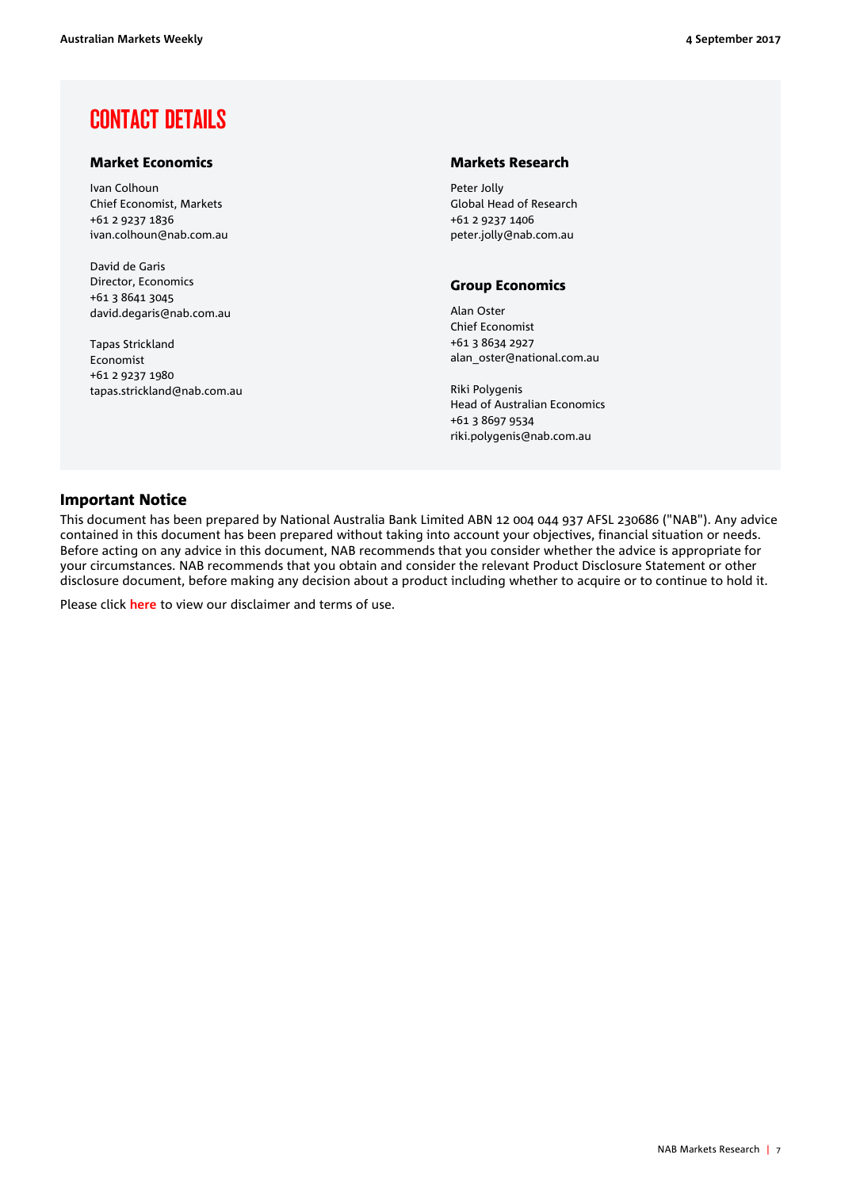# CONTACT DETAILS

## Market Economics

Ivan Colhoun
Chief Economist, Markets
+61 2 9237 1836
ivan.colhoun@nab.com.au

David de Garis
Director, Economics
+61 3 8641 3045
david.degaris@nab.com.au

Tapas Strickland
Economist
+61 2 9237 1980
tapas.strickland@nab.com.au

## Markets Research

Peter Jolly
Global Head of Research
+61 2 9237 1406
peter.jolly@nab.com.au

## Group Economics

Alan Oster
Chief Economist
+61 3 8634 2927
alan_oster@national.com.au

Riki Polygenis
Head of Australian Economics
+61 3 8697 9534
riki.polygenis@nab.com.au

## Important Notice

This document has been prepared by National Australia Bank Limited ABN 12 004 044 937 AFSL 230686 ("NAB"). Any advice contained in this document has been prepared without taking into account your objectives, financial situation or needs. Before acting on any advice in this document, NAB recommends that you consider whether the advice is appropriate for your circumstances. NAB recommends that you obtain and consider the relevant Product Disclosure Statement or other disclosure document, before making any decision about a product including whether to acquire or to continue to hold it.

Please click **here** to view our disclaimer and terms of use.